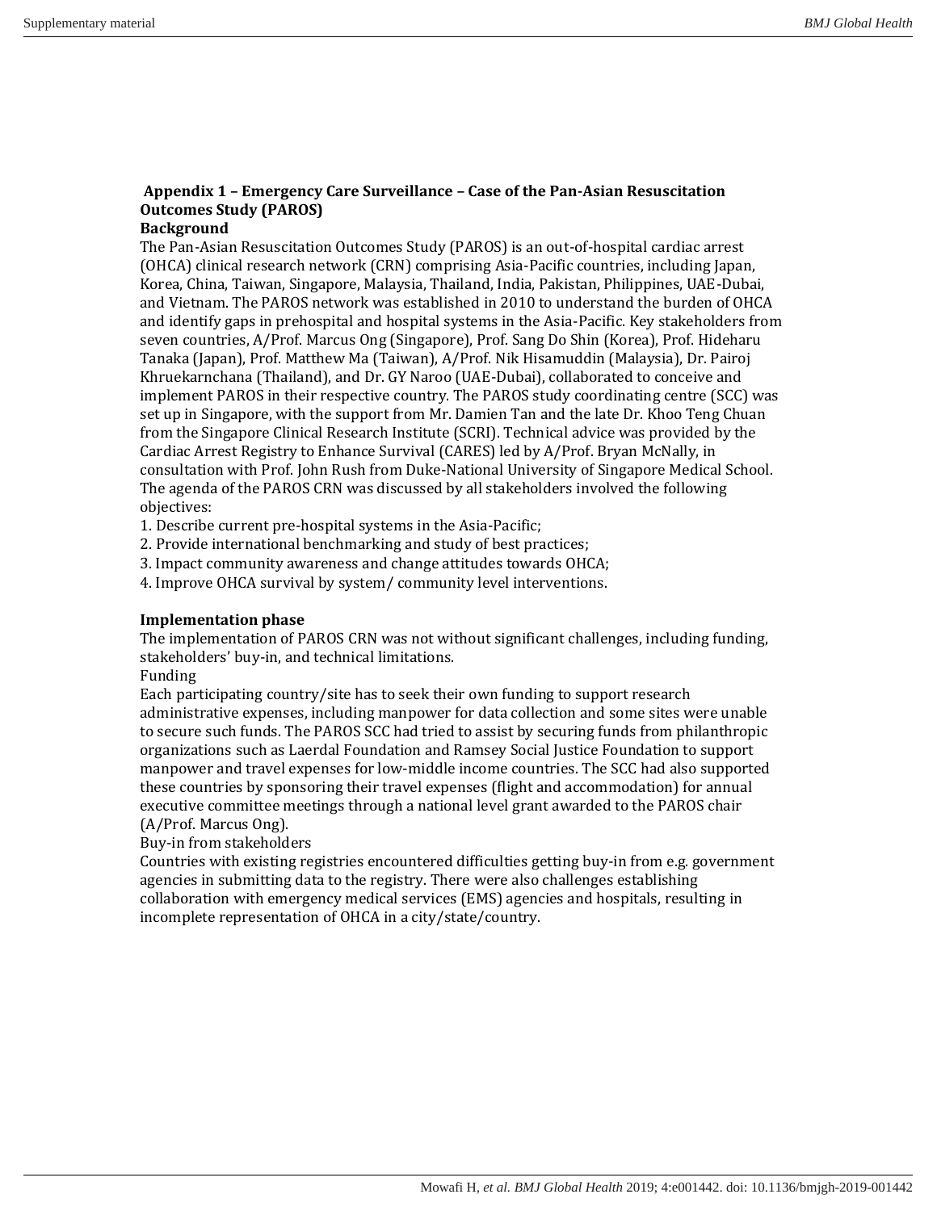## Appendix 1 – Emergency Care Surveillance – Case of the Pan-Asian Resuscitation Outcomes Study (PAROS)

### Background

The Pan-Asian Resuscitation Outcomes Study (PAROS) is an out-of-hospital cardiac arrest (OHCA) clinical research network (CRN) comprising Asia-Pacific countries, including Japan, Korea, China, Taiwan, Singapore, Malaysia, Thailand, India, Pakistan, Philippines, UAE-Dubai, and Vietnam. The PAROS network was established in 2010 to understand the burden of OHCA and identify gaps in prehospital and hospital systems in the Asia-Pacific. Key stakeholders from seven countries, A/Prof. Marcus Ong (Singapore), Prof. Sang Do Shin (Korea), Prof. Hideharu Tanaka (Japan), Prof. Matthew Ma (Taiwan), A/Prof. Nik Hisamuddin (Malaysia), Dr. Pairoj Khruekarnchana (Thailand), and Dr. GY Naroo (UAE-Dubai), collaborated to conceive and implement PAROS in their respective country. The PAROS study coordinating centre (SCC) was set up in Singapore, with the support from Mr. Damien Tan and the late Dr. Khoo Teng Chuan from the Singapore Clinical Research Institute (SCRI). Technical advice was provided by the Cardiac Arrest Registry to Enhance Survival (CARES) led by A/Prof. Bryan McNally, in consultation with Prof. John Rush from Duke-National University of Singapore Medical School. The agenda of the PAROS CRN was discussed by all stakeholders involved the following objectives:

1. Describe current pre-hospital systems in the Asia-Pacific;
2. Provide international benchmarking and study of best practices;
3. Impact community awareness and change attitudes towards OHCA;
4. Improve OHCA survival by system/ community level interventions.

### Implementation phase

The implementation of PAROS CRN was not without significant challenges, including funding, stakeholders' buy-in, and technical limitations.

Funding

Each participating country/site has to seek their own funding to support research administrative expenses, including manpower for data collection and some sites were unable to secure such funds. The PAROS SCC had tried to assist by securing funds from philanthropic organizations such as Laerdal Foundation and Ramsey Social Justice Foundation to support manpower and travel expenses for low-middle income countries. The SCC had also supported these countries by sponsoring their travel expenses (flight and accommodation) for annual executive committee meetings through a national level grant awarded to the PAROS chair (A/Prof. Marcus Ong).

Buy-in from stakeholders

Countries with existing registries encountered difficulties getting buy-in from e.g. government agencies in submitting data to the registry. There were also challenges establishing collaboration with emergency medical services (EMS) agencies and hospitals, resulting in incomplete representation of OHCA in a city/state/country.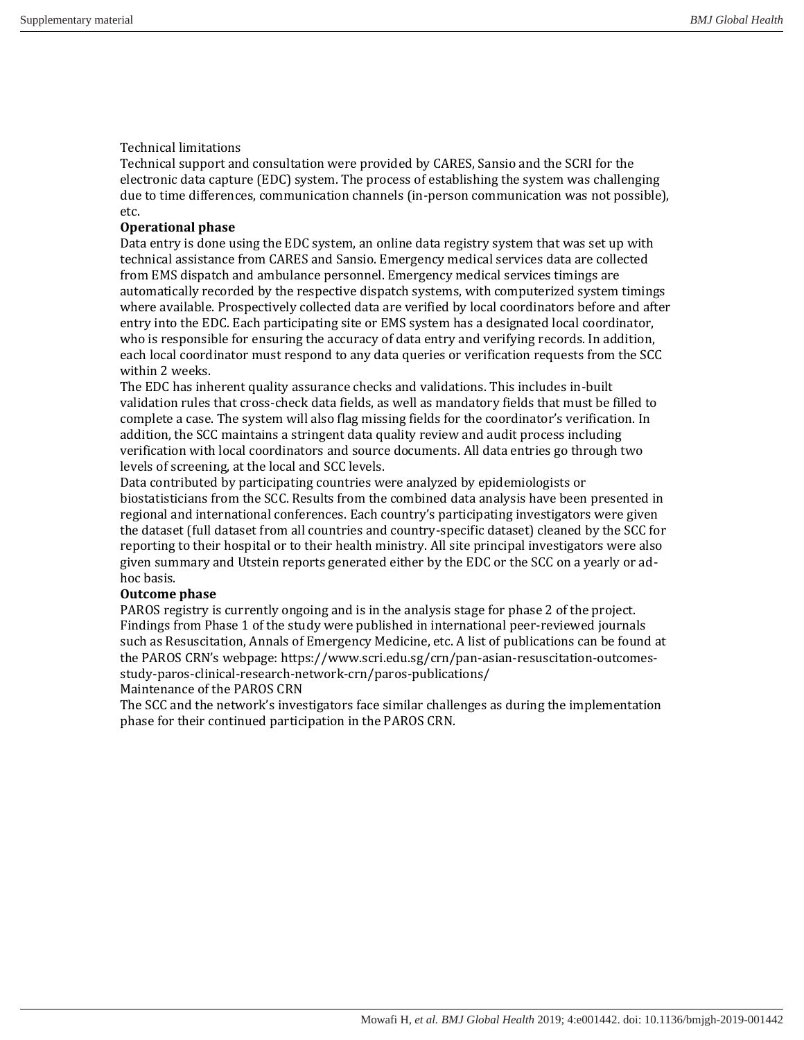Technical limitations

Technical support and consultation were provided by CARES, Sansio and the SCRI for the electronic data capture (EDC) system. The process of establishing the system was challenging due to time differences, communication channels (in-person communication was not possible), etc.

**Operational phase**

Data entry is done using the EDC system, an online data registry system that was set up with technical assistance from CARES and Sansio. Emergency medical services data are collected from EMS dispatch and ambulance personnel. Emergency medical services timings are automatically recorded by the respective dispatch systems, with computerized system timings where available. Prospectively collected data are verified by local coordinators before and after entry into the EDC. Each participating site or EMS system has a designated local coordinator, who is responsible for ensuring the accuracy of data entry and verifying records. In addition, each local coordinator must respond to any data queries or verification requests from the SCC within 2 weeks.

The EDC has inherent quality assurance checks and validations. This includes in-built validation rules that cross-check data fields, as well as mandatory fields that must be filled to complete a case. The system will also flag missing fields for the coordinator's verification. In addition, the SCC maintains a stringent data quality review and audit process including verification with local coordinators and source documents. All data entries go through two levels of screening, at the local and SCC levels.

Data contributed by participating countries were analyzed by epidemiologists or biostatisticians from the SCC. Results from the combined data analysis have been presented in regional and international conferences. Each country's participating investigators were given the dataset (full dataset from all countries and country-specific dataset) cleaned by the SCC for reporting to their hospital or to their health ministry. All site principal investigators were also given summary and Utstein reports generated either by the EDC or the SCC on a yearly or ad-hoc basis.

**Outcome phase**

PAROS registry is currently ongoing and is in the analysis stage for phase 2 of the project. Findings from Phase 1 of the study were published in international peer-reviewed journals such as Resuscitation, Annals of Emergency Medicine, etc. A list of publications can be found at the PAROS CRN's webpage: https://www.scri.edu.sg/crn/pan-asian-resuscitation-outcomes-study-paros-clinical-research-network-crn/paros-publications/

Maintenance of the PAROS CRN

The SCC and the network's investigators face similar challenges as during the implementation phase for their continued participation in the PAROS CRN.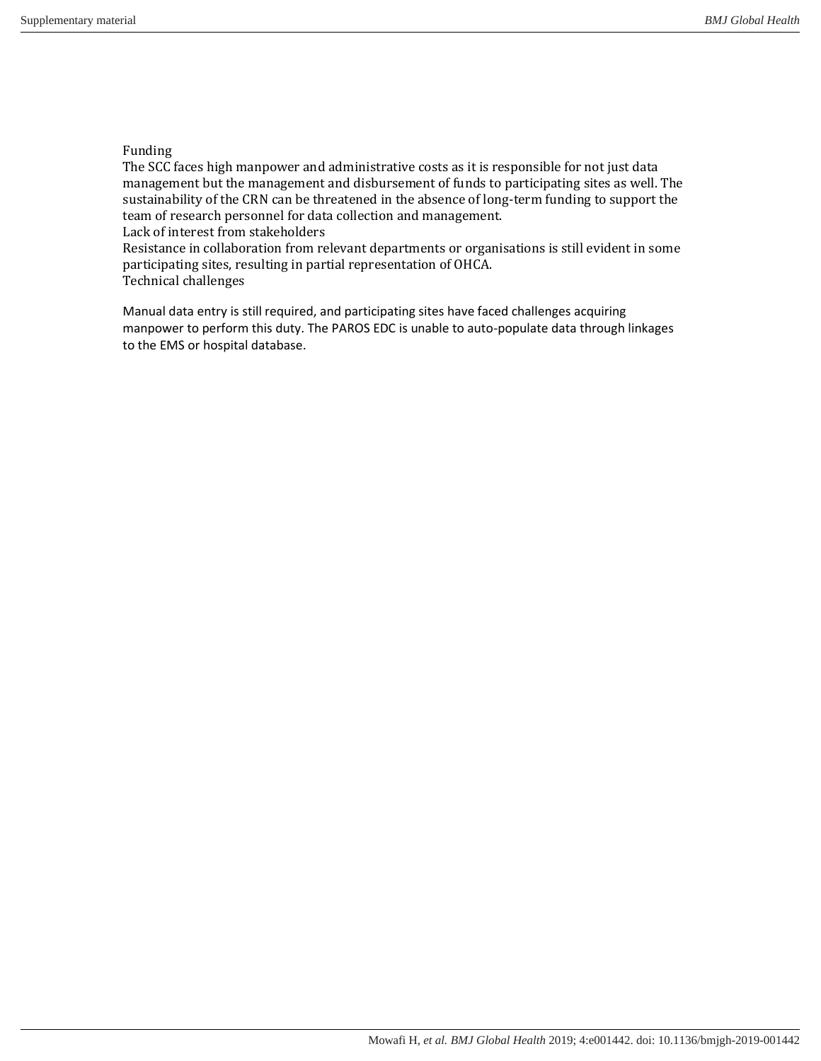Funding

The SCC faces high manpower and administrative costs as it is responsible for not just data management but the management and disbursement of funds to participating sites as well. The sustainability of the CRN can be threatened in the absence of long-term funding to support the team of research personnel for data collection and management.

Lack of interest from stakeholders

Resistance in collaboration from relevant departments or organisations is still evident in some participating sites, resulting in partial representation of OHCA.

Technical challenges

Manual data entry is still required, and participating sites have faced challenges acquiring manpower to perform this duty. The PAROS EDC is unable to auto-populate data through linkages to the EMS or hospital database.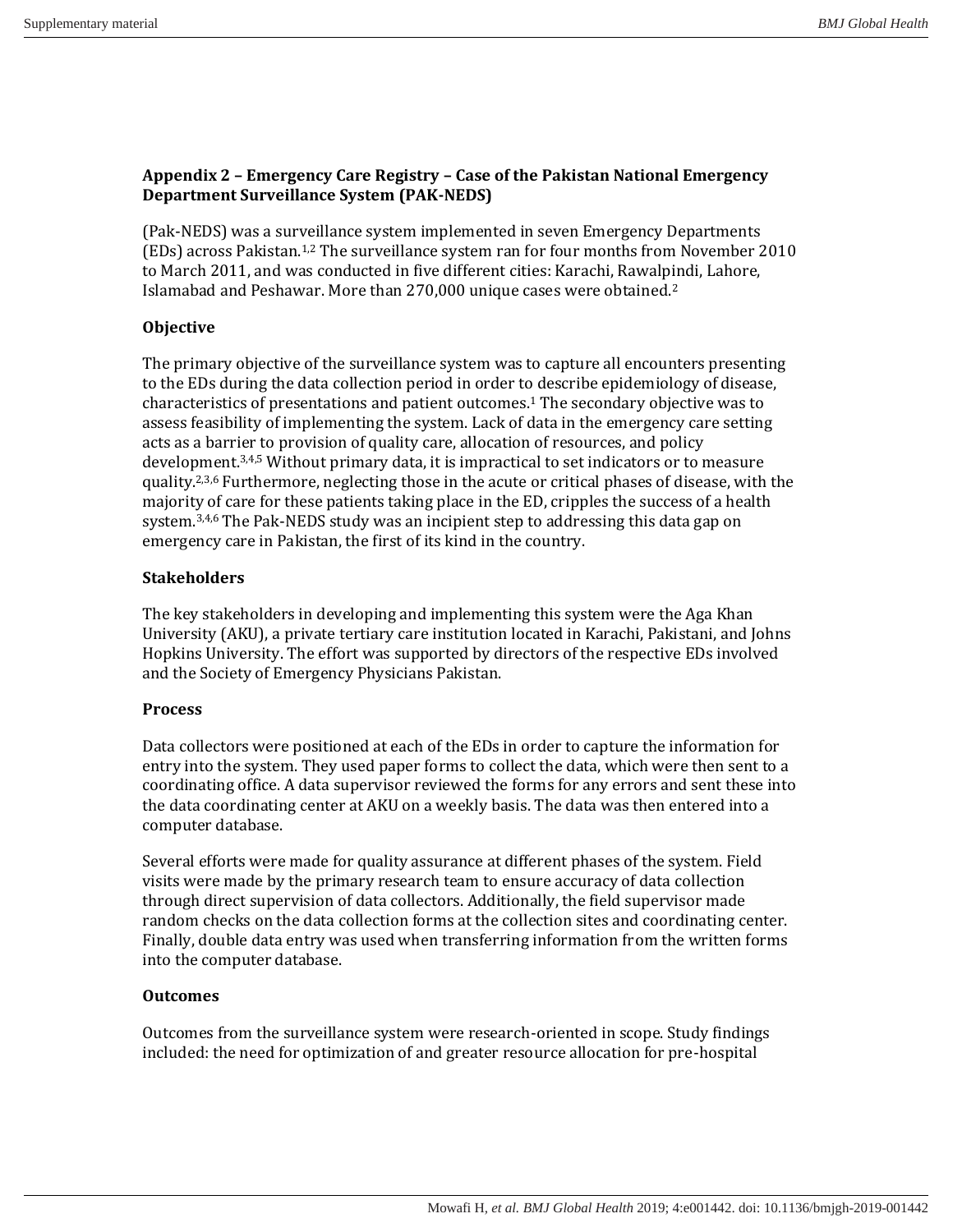## Appendix 2 – Emergency Care Registry – Case of the Pakistan National Emergency Department Surveillance System (PAK-NEDS)

(Pak-NEDS) was a surveillance system implemented in seven Emergency Departments (EDs) across Pakistan.[1,2] The surveillance system ran for four months from November 2010 to March 2011, and was conducted in five different cities: Karachi, Rawalpindi, Lahore, Islamabad and Peshawar. More than 270,000 unique cases were obtained.[2]

### Objective

The primary objective of the surveillance system was to capture all encounters presenting to the EDs during the data collection period in order to describe epidemiology of disease, characteristics of presentations and patient outcomes.[1] The secondary objective was to assess feasibility of implementing the system. Lack of data in the emergency care setting acts as a barrier to provision of quality care, allocation of resources, and policy development.[3,4,5] Without primary data, it is impractical to set indicators or to measure quality.[2,3,6] Furthermore, neglecting those in the acute or critical phases of disease, with the majority of care for these patients taking place in the ED, cripples the success of a health system.[3,4,6] The Pak-NEDS study was an incipient step to addressing this data gap on emergency care in Pakistan, the first of its kind in the country.

### Stakeholders

The key stakeholders in developing and implementing this system were the Aga Khan University (AKU), a private tertiary care institution located in Karachi, Pakistani, and Johns Hopkins University. The effort was supported by directors of the respective EDs involved and the Society of Emergency Physicians Pakistan.

### Process

Data collectors were positioned at each of the EDs in order to capture the information for entry into the system. They used paper forms to collect the data, which were then sent to a coordinating office. A data supervisor reviewed the forms for any errors and sent these into the data coordinating center at AKU on a weekly basis. The data was then entered into a computer database.

Several efforts were made for quality assurance at different phases of the system. Field visits were made by the primary research team to ensure accuracy of data collection through direct supervision of data collectors. Additionally, the field supervisor made random checks on the data collection forms at the collection sites and coordinating center. Finally, double data entry was used when transferring information from the written forms into the computer database.

### Outcomes

Outcomes from the surveillance system were research-oriented in scope. Study findings included: the need for optimization of and greater resource allocation for pre-hospital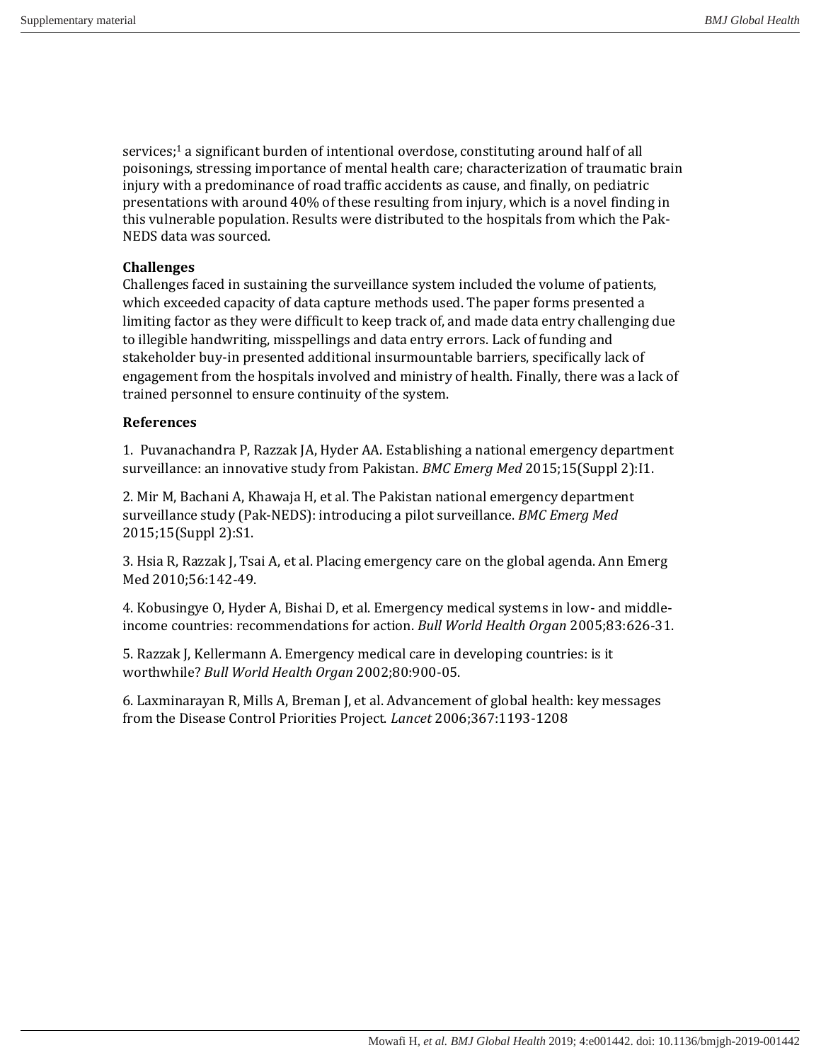services;[1] a significant burden of intentional overdose, constituting around half of all poisonings, stressing importance of mental health care; characterization of traumatic brain injury with a predominance of road traffic accidents as cause, and finally, on pediatric presentations with around 40% of these resulting from injury, which is a novel finding in this vulnerable population. Results were distributed to the hospitals from which the Pak-NEDS data was sourced.

**Challenges**

Challenges faced in sustaining the surveillance system included the volume of patients, which exceeded capacity of data capture methods used. The paper forms presented a limiting factor as they were difficult to keep track of, and made data entry challenging due to illegible handwriting, misspellings and data entry errors. Lack of funding and stakeholder buy-in presented additional insurmountable barriers, specifically lack of engagement from the hospitals involved and ministry of health. Finally, there was a lack of trained personnel to ensure continuity of the system.

**References**

1. Puvanachandra P, Razzak JA, Hyder AA. Establishing a national emergency department surveillance: an innovative study from Pakistan. *BMC Emerg Med* 2015;15(Suppl 2):I1.

2. Mir M, Bachani A, Khawaja H, et al. The Pakistan national emergency department surveillance study (Pak-NEDS): introducing a pilot surveillance. *BMC Emerg Med* 2015;15(Suppl 2):S1.

3. Hsia R, Razzak J, Tsai A, et al. Placing emergency care on the global agenda. Ann Emerg Med 2010;56:142-49.

4. Kobusingye O, Hyder A, Bishai D, et al. Emergency medical systems in low- and middle-income countries: recommendations for action. *Bull World Health Organ* 2005;83:626-31.

5. Razzak J, Kellermann A. Emergency medical care in developing countries: is it worthwhile? *Bull World Health Organ* 2002;80:900-05.

6. Laxminarayan R, Mills A, Breman J, et al. Advancement of global health: key messages from the Disease Control Priorities Project. *Lancet* 2006;367:1193-1208